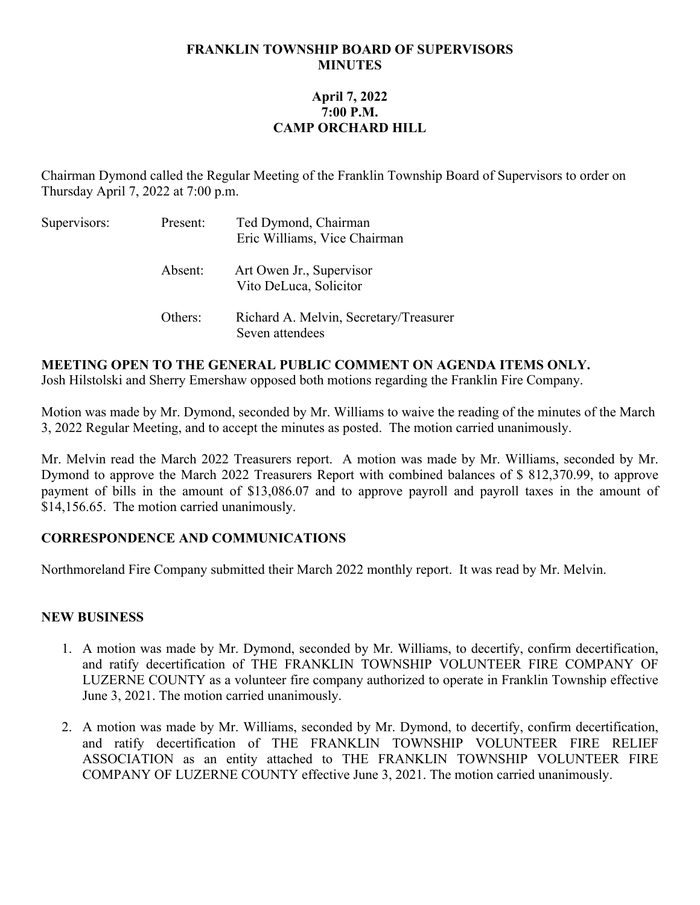# FRANKLIN TOWNSHIP BOARD OF SUPERVISORS
# MINUTES

**April 7, 2022**
**7:00 P.M.**
**CAMP ORCHARD HILL**

Chairman Dymond called the Regular Meeting of the Franklin Township Board of Supervisors to order on Thursday April 7, 2022 at 7:00 p.m.

| Supervisors: | Present: | Ted Dymond, Chairman<br>Eric Williams, Vice Chairman |
|---|---|---|
| | Absent: | Art Owen Jr., Supervisor<br>Vito DeLuca, Solicitor |
| | Others: | Richard A. Melvin, Secretary/Treasurer<br>Seven attendees |

**MEETING OPEN TO THE GENERAL PUBLIC COMMENT ON AGENDA ITEMS ONLY.**
Josh Hilstolski and Sherry Emershaw opposed both motions regarding the Franklin Fire Company.

Motion was made by Mr. Dymond, seconded by Mr. Williams to waive the reading of the minutes of the March 3, 2022 Regular Meeting, and to accept the minutes as posted. The motion carried unanimously.

Mr. Melvin read the March 2022 Treasurers report. A motion was made by Mr. Williams, seconded by Mr. Dymond to approve the March 2022 Treasurers Report with combined balances of $ 812,370.99, to approve payment of bills in the amount of $13,086.07 and to approve payroll and payroll taxes in the amount of $14,156.65. The motion carried unanimously.

## CORRESPONDENCE AND COMMUNICATIONS

Northmoreland Fire Company submitted their March 2022 monthly report. It was read by Mr. Melvin.

## NEW BUSINESS

1. A motion was made by Mr. Dymond, seconded by Mr. Williams, to decertify, confirm decertification, and ratify decertification of THE FRANKLIN TOWNSHIP VOLUNTEER FIRE COMPANY OF LUZERNE COUNTY as a volunteer fire company authorized to operate in Franklin Township effective June 3, 2021. The motion carried unanimously.

2. A motion was made by Mr. Williams, seconded by Mr. Dymond, to decertify, confirm decertification, and ratify decertification of THE FRANKLIN TOWNSHIP VOLUNTEER FIRE RELIEF ASSOCIATION as an entity attached to THE FRANKLIN TOWNSHIP VOLUNTEER FIRE COMPANY OF LUZERNE COUNTY effective June 3, 2021. The motion carried unanimously.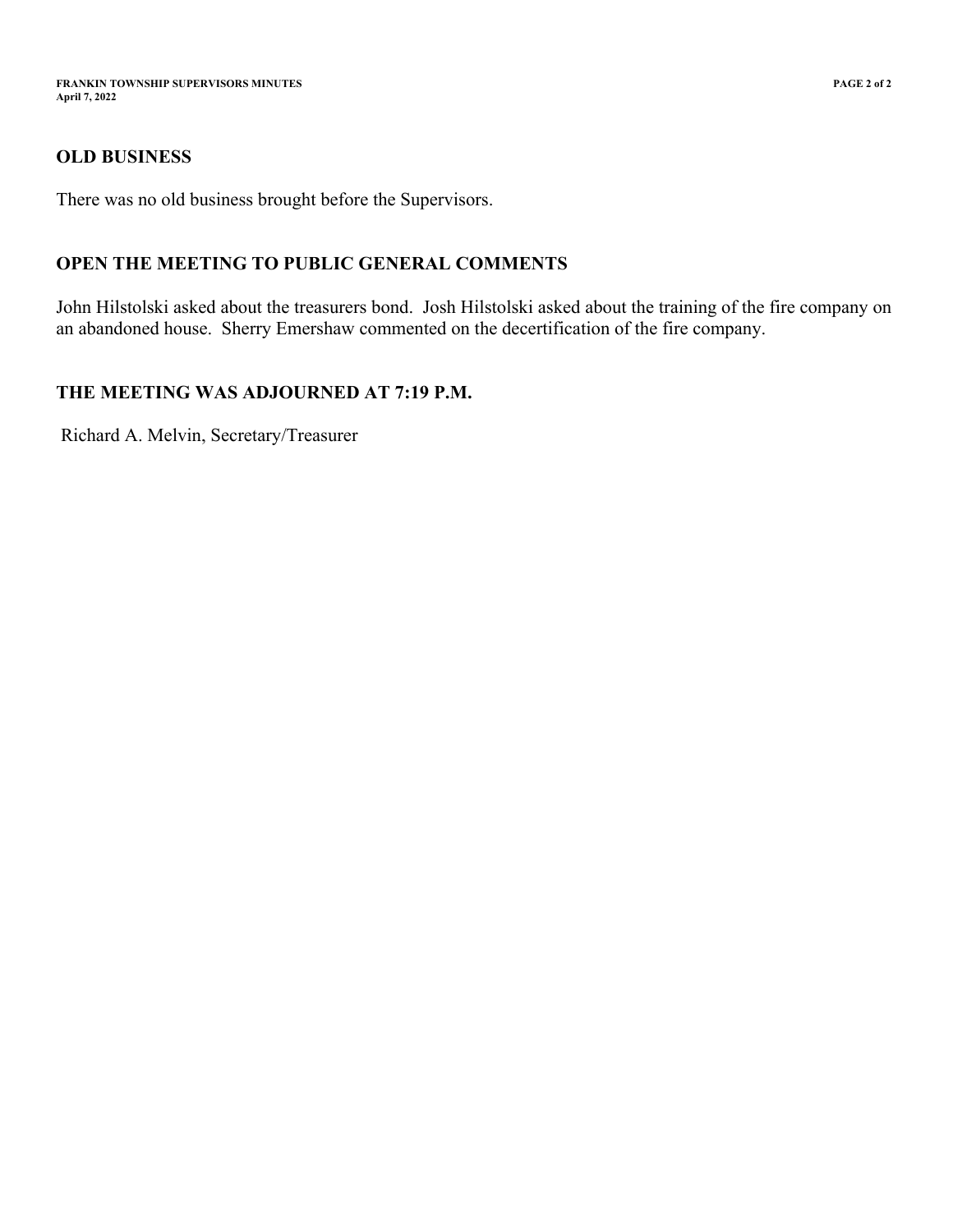## OLD BUSINESS

There was no old business brought before the Supervisors.

## OPEN THE MEETING TO PUBLIC GENERAL COMMENTS

John Hilstolski asked about the treasurers bond. Josh Hilstolski asked about the training of the fire company on an abandoned house. Sherry Emershaw commented on the decertification of the fire company.

## THE MEETING WAS ADJOURNED AT 7:19 P.M.

Richard A. Melvin, Secretary/Treasurer